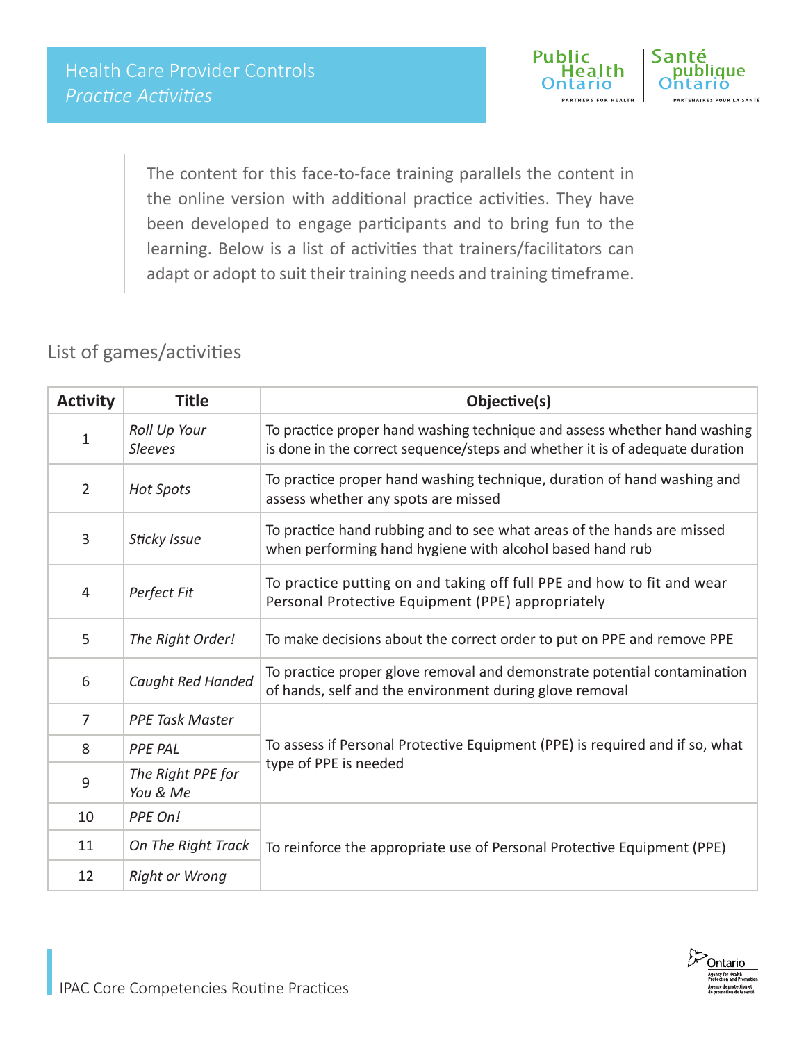# Health Care Provider Controls
## *Practice Activities*

The content for this face-to-face training parallels the content in the online version with additional practice activities. They have been developed to engage participants and to bring fun to the learning. Below is a list of activities that trainers/facilitators can adapt or adopt to suit their training needs and training timeframe.

## List of games/activities

| Activity | Title | Objective(s) |
|---|---|---|
| 1 | *Roll Up Your Sleeves* | To practice proper hand washing technique and assess whether hand washing is done in the correct sequence/steps and whether it is of adequate duration |
| 2 | *Hot Spots* | To practice proper hand washing technique, duration of hand washing and assess whether any spots are missed |
| 3 | *Sticky Issue* | To practice hand rubbing and to see what areas of the hands are missed when performing hand hygiene with alcohol based hand rub |
| 4 | *Perfect Fit* | To practice putting on and taking off full PPE and how to fit and wear Personal Protective Equipment (PPE) appropriately |
| 5 | *The Right Order!* | To make decisions about the correct order to put on PPE and remove PPE |
| 6 | *Caught Red Handed* | To practice proper glove removal and demonstrate potential contamination of hands, self and the environment during glove removal |
| 7 | *PPE Task Master* | To assess if Personal Protective Equipment (PPE) is required and if so, what type of PPE is needed |
| 8 | *PPE PAL* | |
| 9 | *The Right PPE for You & Me* | |
| 10 | *PPE On!* | To reinforce the appropriate use of Personal Protective Equipment (PPE) |
| 11 | *On The Right Track* | |
| 12 | *Right or Wrong* | |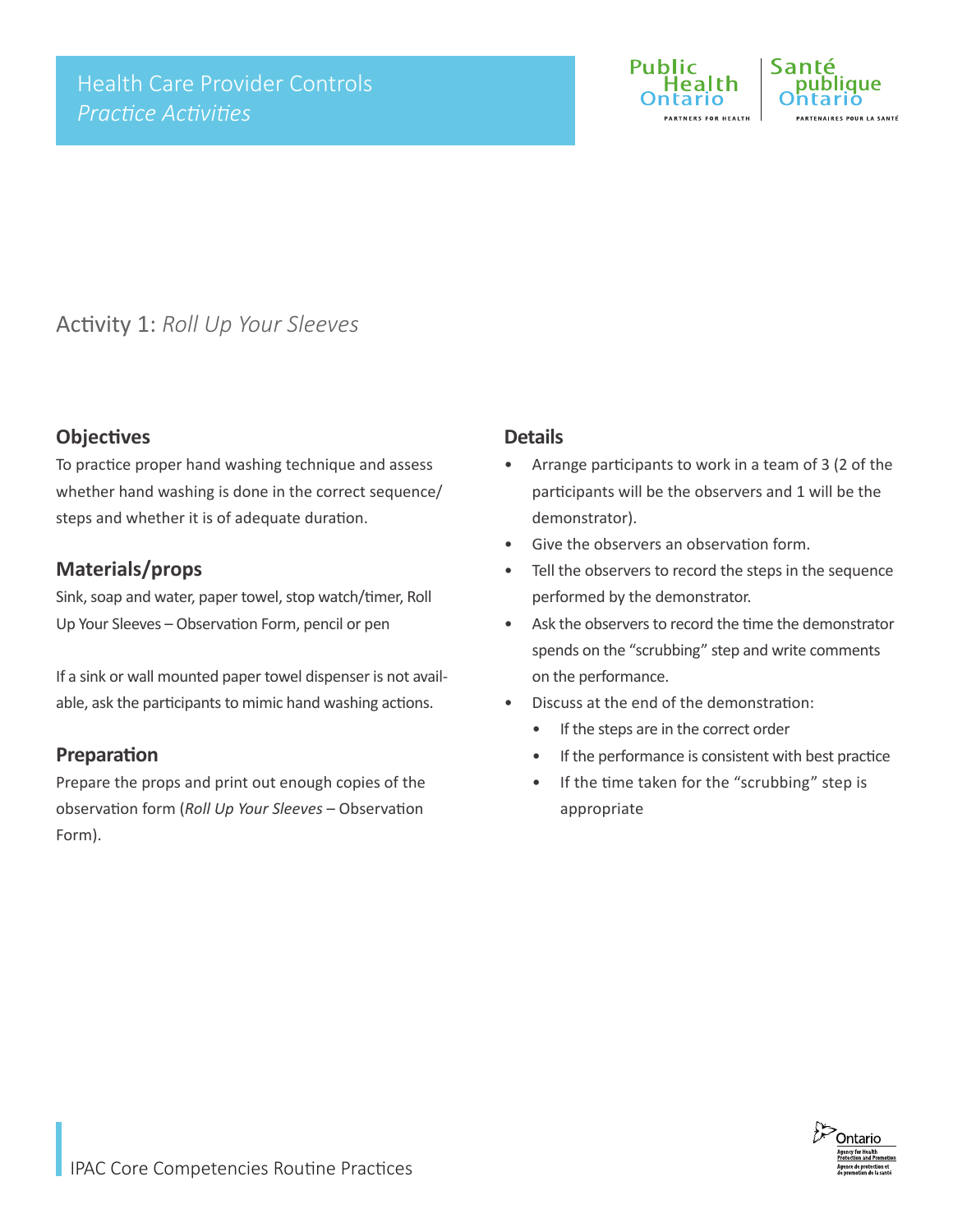# Health Care Provider Controls
*Practice Activities*

## Activity 1: *Roll Up Your Sleeves*

### Objectives

To practice proper hand washing technique and assess whether hand washing is done in the correct sequence/steps and whether it is of adequate duration.

### Materials/props

Sink, soap and water, paper towel, stop watch/timer, Roll Up Your Sleeves – Observation Form, pencil or pen

If a sink or wall mounted paper towel dispenser is not available, ask the participants to mimic hand washing actions.

### Preparation

Prepare the props and print out enough copies of the observation form (*Roll Up Your Sleeves* – Observation Form).

### Details

- Arrange participants to work in a team of 3 (2 of the participants will be the observers and 1 will be the demonstrator).
- Give the observers an observation form.
- Tell the observers to record the steps in the sequence performed by the demonstrator.
- Ask the observers to record the time the demonstrator spends on the "scrubbing" step and write comments on the performance.
- Discuss at the end of the demonstration:
  - If the steps are in the correct order
  - If the performance is consistent with best practice
  - If the time taken for the "scrubbing" step is appropriate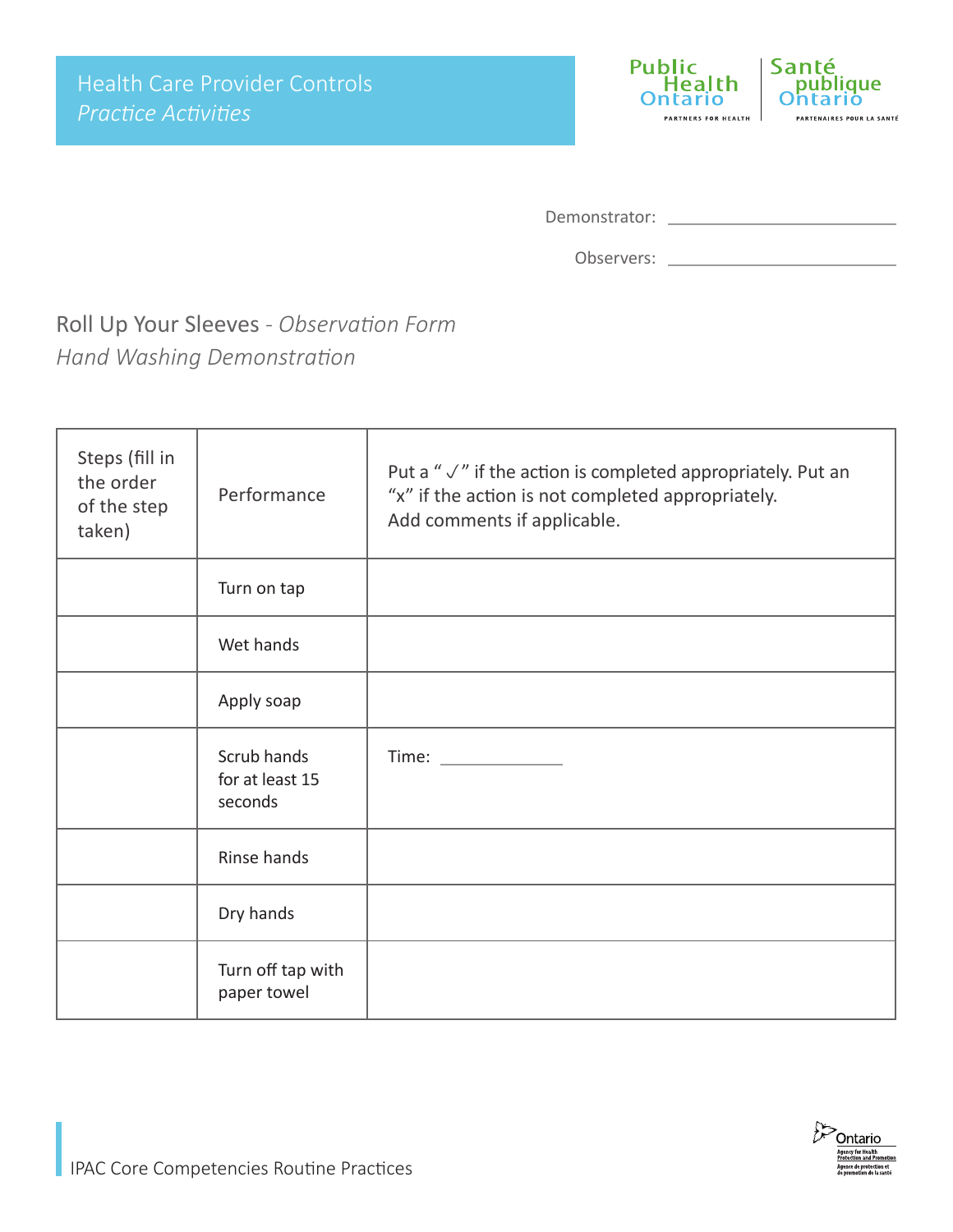Health Care Provider Controls
*Practice Activities*

Demonstrator: ______________________

Observers: ______________________

## Roll Up Your Sleeves - *Observation Form*
### *Hand Washing Demonstration*

| Steps (fill in the order of the step taken) | Performance | Put a " ✓" if the action is completed appropriately. Put an "x" if the action is not completed appropriately. Add comments if applicable. |
|---|---|---|
| | Turn on tap | |
| | Wet hands | |
| | Apply soap | |
| | Scrub hands for at least 15 seconds | Time: ____________ |
| | Rinse hands | |
| | Dry hands | |
| | Turn off tap with paper towel | |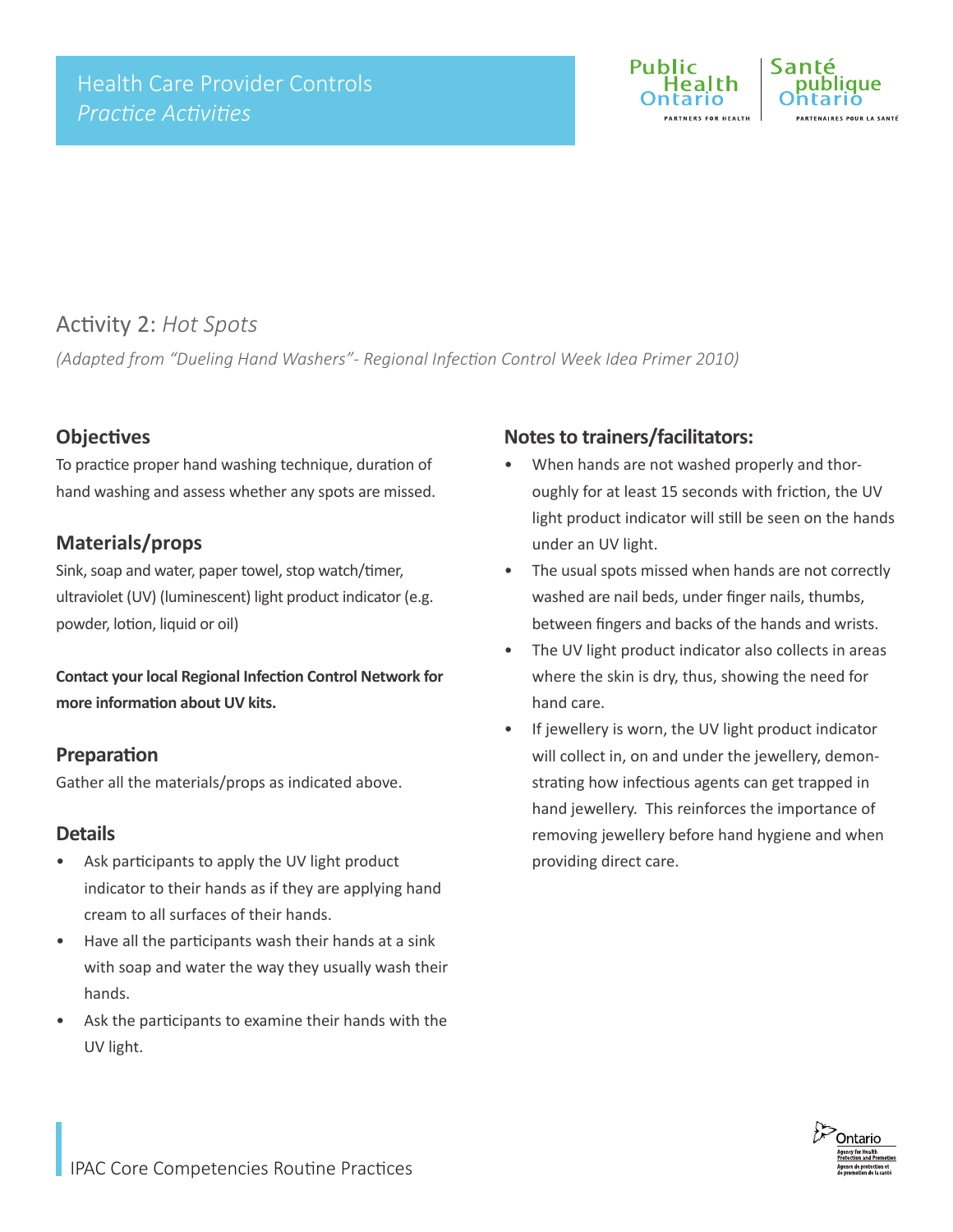## Activity 2: *Hot Spots*

*(Adapted from "Dueling Hand Washers"- Regional Infection Control Week Idea Primer 2010)*

### Objectives

To practice proper hand washing technique, duration of hand washing and assess whether any spots are missed.

### Materials/props

Sink, soap and water, paper towel, stop watch/timer, ultraviolet (UV) (luminescent) light product indicator (e.g. powder, lotion, liquid or oil)

**Contact your local Regional Infection Control Network for more information about UV kits.**

### Preparation

Gather all the materials/props as indicated above.

### Details

- Ask participants to apply the UV light product indicator to their hands as if they are applying hand cream to all surfaces of their hands.
- Have all the participants wash their hands at a sink with soap and water the way they usually wash their hands.
- Ask the participants to examine their hands with the UV light.

### Notes to trainers/facilitators:

- When hands are not washed properly and thoroughly for at least 15 seconds with friction, the UV light product indicator will still be seen on the hands under an UV light.
- The usual spots missed when hands are not correctly washed are nail beds, under finger nails, thumbs, between fingers and backs of the hands and wrists.
- The UV light product indicator also collects in areas where the skin is dry, thus, showing the need for hand care.
- If jewellery is worn, the UV light product indicator will collect in, on and under the jewellery, demonstrating how infectious agents can get trapped in hand jewellery. This reinforces the importance of removing jewellery before hand hygiene and when providing direct care.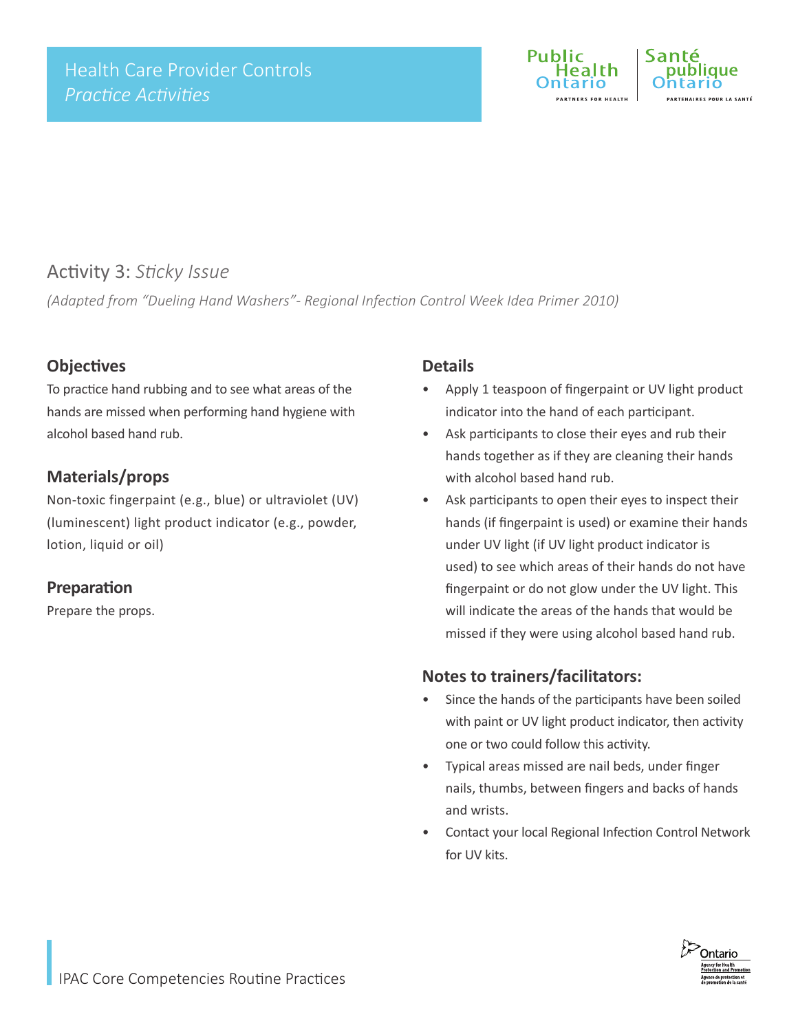# Activity 3: *Sticky Issue*

*(Adapted from "Dueling Hand Washers"- Regional Infection Control Week Idea Primer 2010)*

## Objectives

To practice hand rubbing and to see what areas of the hands are missed when performing hand hygiene with alcohol based hand rub.

## Materials/props

Non-toxic fingerpaint (e.g., blue) or ultraviolet (UV) (luminescent) light product indicator (e.g., powder, lotion, liquid or oil)

## Preparation

Prepare the props.

## Details

- Apply 1 teaspoon of fingerpaint or UV light product indicator into the hand of each participant.
- Ask participants to close their eyes and rub their hands together as if they are cleaning their hands with alcohol based hand rub.
- Ask participants to open their eyes to inspect their hands (if fingerpaint is used) or examine their hands under UV light (if UV light product indicator is used) to see which areas of their hands do not have fingerpaint or do not glow under the UV light. This will indicate the areas of the hands that would be missed if they were using alcohol based hand rub.

## Notes to trainers/facilitators:

- Since the hands of the participants have been soiled with paint or UV light product indicator, then activity one or two could follow this activity.
- Typical areas missed are nail beds, under finger nails, thumbs, between fingers and backs of hands and wrists.
- Contact your local Regional Infection Control Network for UV kits.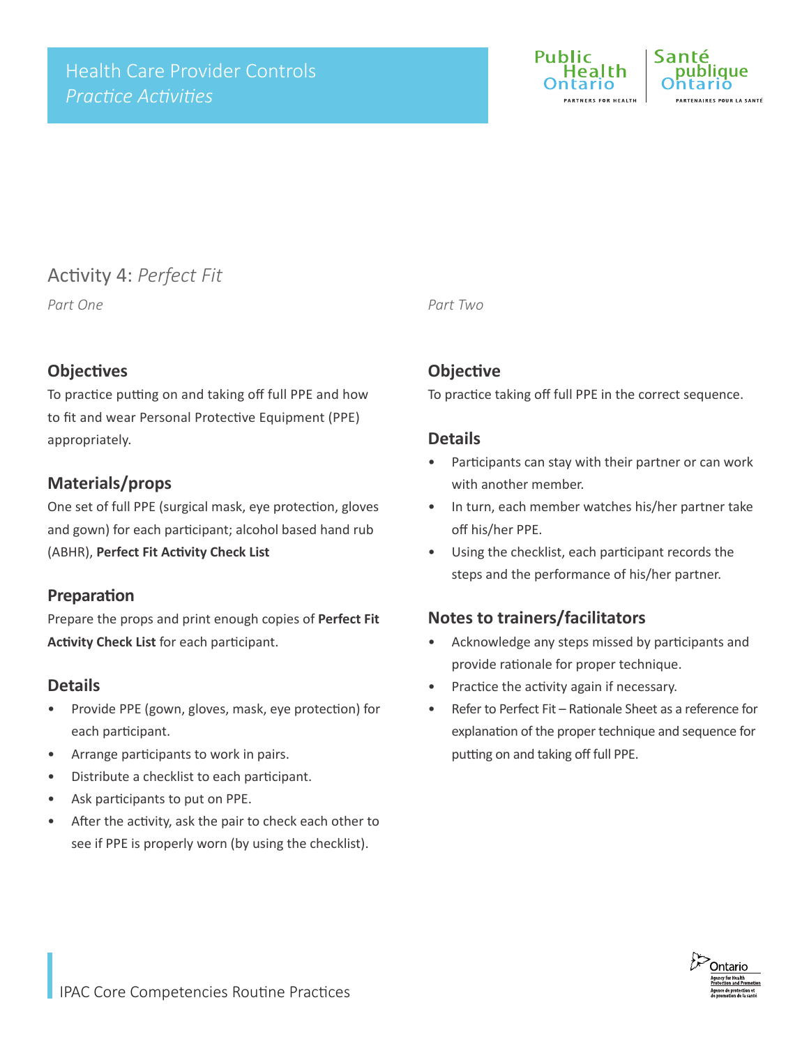# Activity 4: *Perfect Fit*

*Part One*

### Objectives

To practice putting on and taking off full PPE and how to fit and wear Personal Protective Equipment (PPE) appropriately.

### Materials/props

One set of full PPE (surgical mask, eye protection, gloves and gown) for each participant; alcohol based hand rub (ABHR), **Perfect Fit Activity Check List**

### Preparation

Prepare the props and print enough copies of **Perfect Fit Activity Check List** for each participant.

### Details

- Provide PPE (gown, gloves, mask, eye protection) for each participant.
- Arrange participants to work in pairs.
- Distribute a checklist to each participant.
- Ask participants to put on PPE.
- After the activity, ask the pair to check each other to see if PPE is properly worn (by using the checklist).

*Part Two*

### Objective

To practice taking off full PPE in the correct sequence.

### Details

- Participants can stay with their partner or can work with another member.
- In turn, each member watches his/her partner take off his/her PPE.
- Using the checklist, each participant records the steps and the performance of his/her partner.

### Notes to trainers/facilitators

- Acknowledge any steps missed by participants and provide rationale for proper technique.
- Practice the activity again if necessary.
- Refer to Perfect Fit – Rationale Sheet as a reference for explanation of the proper technique and sequence for putting on and taking off full PPE.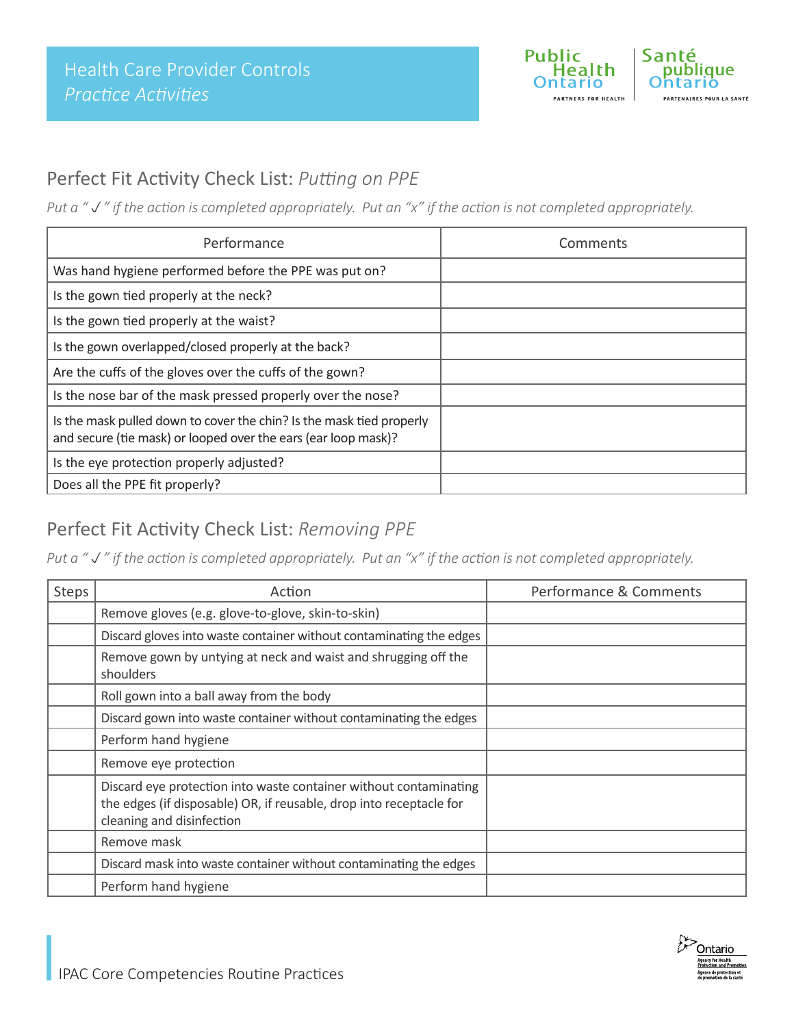# Health Care Provider Controls
*Practice Activities*

## Perfect Fit Activity Check List: *Putting on PPE*

*Put a " ✓ " if the action is completed appropriately. Put an "x" if the action is not completed appropriately.*

| Performance | Comments |
|---|---|
| Was hand hygiene performed before the PPE was put on? | |
| Is the gown tied properly at the neck? | |
| Is the gown tied properly at the waist? | |
| Is the gown overlapped/closed properly at the back? | |
| Are the cuffs of the gloves over the cuffs of the gown? | |
| Is the nose bar of the mask pressed properly over the nose? | |
| Is the mask pulled down to cover the chin? Is the mask tied properly and secure (tie mask) or looped over the ears (ear loop mask)? | |
| Is the eye protection properly adjusted? | |
| Does all the PPE fit properly? | |

## Perfect Fit Activity Check List: *Removing PPE*

*Put a " ✓ " if the action is completed appropriately. Put an "x" if the action is not completed appropriately.*

| Steps | Action | Performance & Comments |
|---|---|---|
| | Remove gloves (e.g. glove-to-glove, skin-to-skin) | |
| | Discard gloves into waste container without contaminating the edges | |
| | Remove gown by untying at neck and waist and shrugging off the shoulders | |
| | Roll gown into a ball away from the body | |
| | Discard gown into waste container without contaminating the edges | |
| | Perform hand hygiene | |
| | Remove eye protection | |
| | Discard eye protection into waste container without contaminating the edges (if disposable) OR, if reusable, drop into receptacle for cleaning and disinfection | |
| | Remove mask | |
| | Discard mask into waste container without contaminating the edges | |
| | Perform hand hygiene | |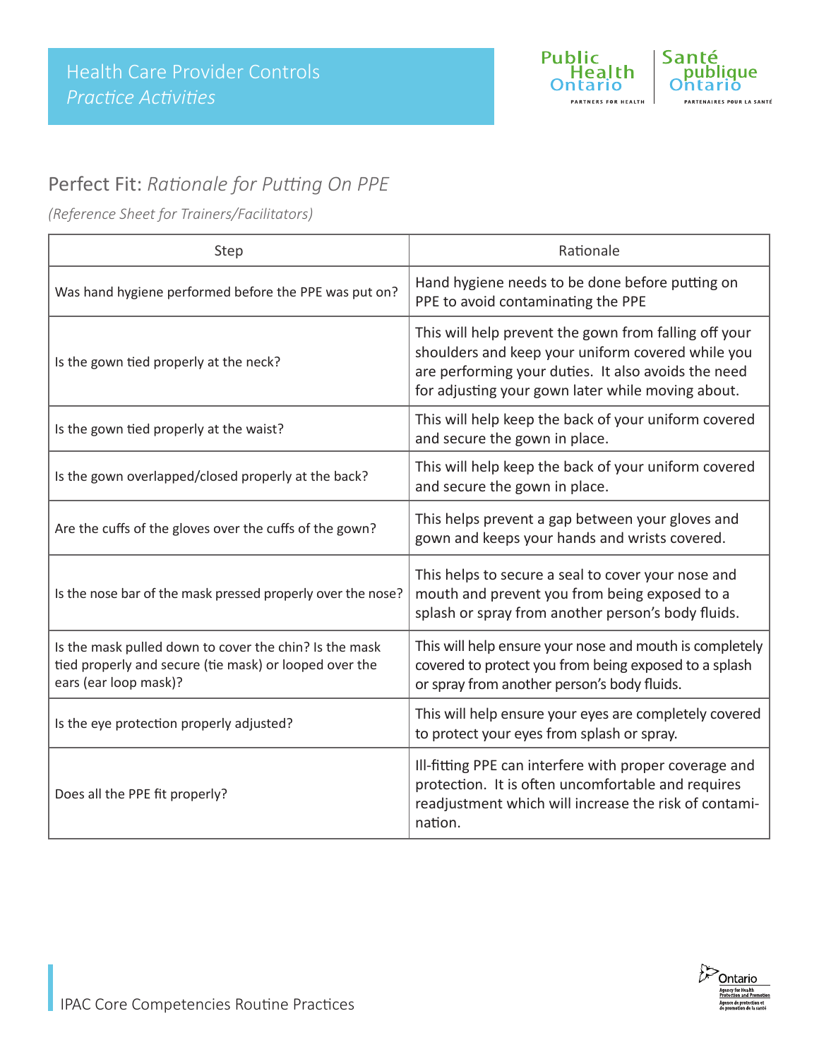Health Care Provider Controls
*Practice Activities*

## Perfect Fit: *Rationale for Putting On PPE*

*(Reference Sheet for Trainers/Facilitators)*

| Step | Rationale |
|---|---|
| Was hand hygiene performed before the PPE was put on? | Hand hygiene needs to be done before putting on PPE to avoid contaminating the PPE |
| Is the gown tied properly at the neck? | This will help prevent the gown from falling off your shoulders and keep your uniform covered while you are performing your duties. It also avoids the need for adjusting your gown later while moving about. |
| Is the gown tied properly at the waist? | This will help keep the back of your uniform covered and secure the gown in place. |
| Is the gown overlapped/closed properly at the back? | This will help keep the back of your uniform covered and secure the gown in place. |
| Are the cuffs of the gloves over the cuffs of the gown? | This helps prevent a gap between your gloves and gown and keeps your hands and wrists covered. |
| Is the nose bar of the mask pressed properly over the nose? | This helps to secure a seal to cover your nose and mouth and prevent you from being exposed to a splash or spray from another person's body fluids. |
| Is the mask pulled down to cover the chin? Is the mask tied properly and secure (tie mask) or looped over the ears (ear loop mask)? | This will help ensure your nose and mouth is completely covered to protect you from being exposed to a splash or spray from another person's body fluids. |
| Is the eye protection properly adjusted? | This will help ensure your eyes are completely covered to protect your eyes from splash or spray. |
| Does all the PPE fit properly? | Ill-fitting PPE can interfere with proper coverage and protection. It is often uncomfortable and requires readjustment which will increase the risk of contamination. |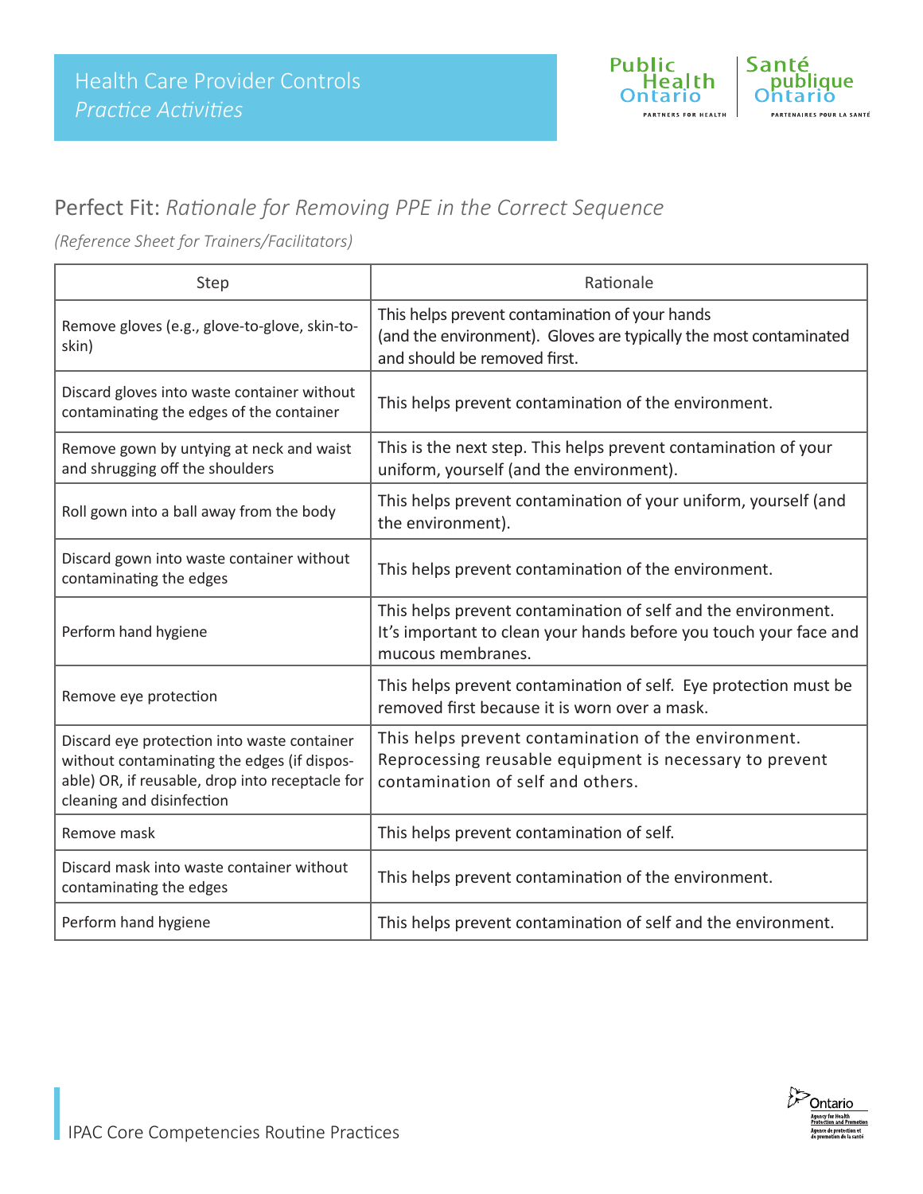Health Care Provider Controls
*Practice Activities*

## Perfect Fit: *Rationale for Removing PPE in the Correct Sequence*

*(Reference Sheet for Trainers/Facilitators)*

| Step | Rationale |
|---|---|
| Remove gloves (e.g., glove-to-glove, skin-to-skin) | This helps prevent contamination of your hands (and the environment). Gloves are typically the most contaminated and should be removed first. |
| Discard gloves into waste container without contaminating the edges of the container | This helps prevent contamination of the environment. |
| Remove gown by untying at neck and waist and shrugging off the shoulders | This is the next step. This helps prevent contamination of your uniform, yourself (and the environment). |
| Roll gown into a ball away from the body | This helps prevent contamination of your uniform, yourself (and the environment). |
| Discard gown into waste container without contaminating the edges | This helps prevent contamination of the environment. |
| Perform hand hygiene | This helps prevent contamination of self and the environment. It's important to clean your hands before you touch your face and mucous membranes. |
| Remove eye protection | This helps prevent contamination of self. Eye protection must be removed first because it is worn over a mask. |
| Discard eye protection into waste container without contaminating the edges (if disposable) OR, if reusable, drop into receptacle for cleaning and disinfection | This helps prevent contamination of the environment. Reprocessing reusable equipment is necessary to prevent contamination of self and others. |
| Remove mask | This helps prevent contamination of self. |
| Discard mask into waste container without contaminating the edges | This helps prevent contamination of the environment. |
| Perform hand hygiene | This helps prevent contamination of self and the environment. |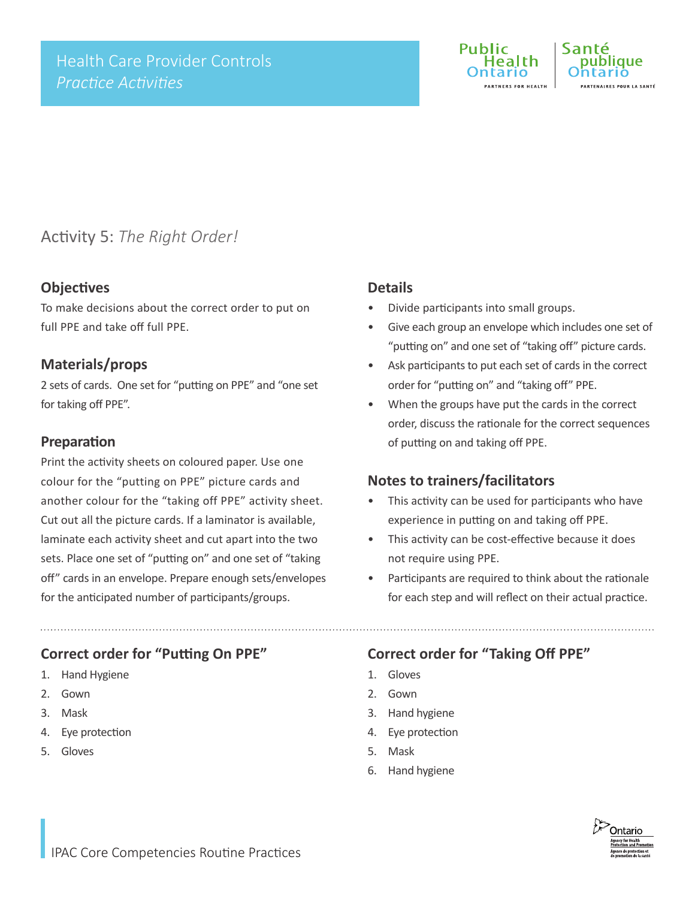## Activity 5: *The Right Order!*

### Objectives

To make decisions about the correct order to put on full PPE and take off full PPE.

### Materials/props

2 sets of cards. One set for "putting on PPE" and "one set for taking off PPE".

### Preparation

Print the activity sheets on coloured paper. Use one colour for the "putting on PPE" picture cards and another colour for the "taking off PPE" activity sheet. Cut out all the picture cards. If a laminator is available, laminate each activity sheet and cut apart into the two sets. Place one set of "putting on" and one set of "taking off" cards in an envelope. Prepare enough sets/envelopes for the anticipated number of participants/groups.

### Details

- Divide participants into small groups.
- Give each group an envelope which includes one set of "putting on" and one set of "taking off" picture cards.
- Ask participants to put each set of cards in the correct order for "putting on" and "taking off" PPE.
- When the groups have put the cards in the correct order, discuss the rationale for the correct sequences of putting on and taking off PPE.

### Notes to trainers/facilitators

- This activity can be used for participants who have experience in putting on and taking off PPE.
- This activity can be cost-effective because it does not require using PPE.
- Participants are required to think about the rationale for each step and will reflect on their actual practice.

### Correct order for "Putting On PPE"

1. Hand Hygiene
2. Gown
3. Mask
4. Eye protection
5. Gloves

### Correct order for "Taking Off PPE"

1. Gloves
2. Gown
3. Hand hygiene
4. Eye protection
5. Mask
6. Hand hygiene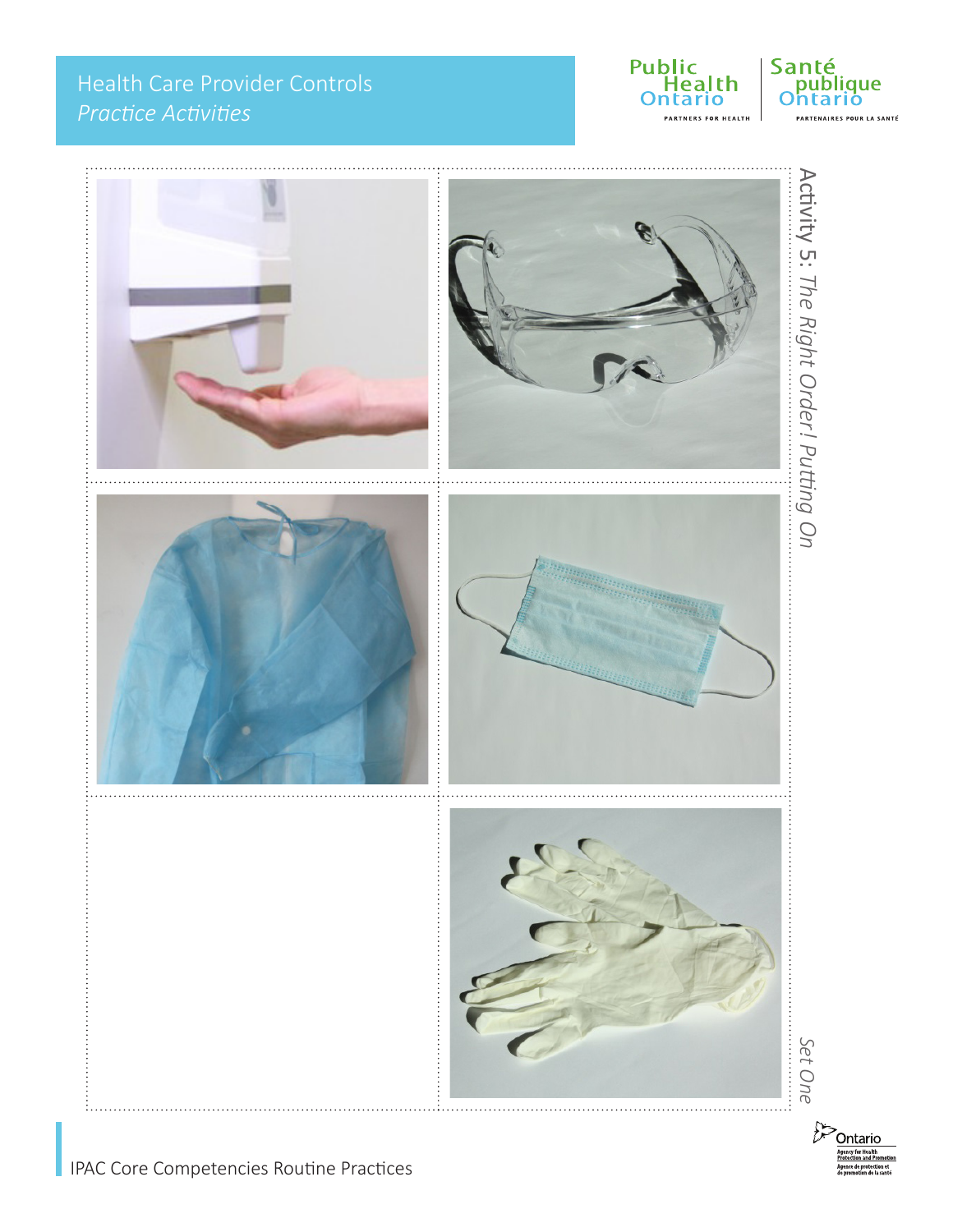# Activity 5: *The Right Order! Putting On*

*Set One*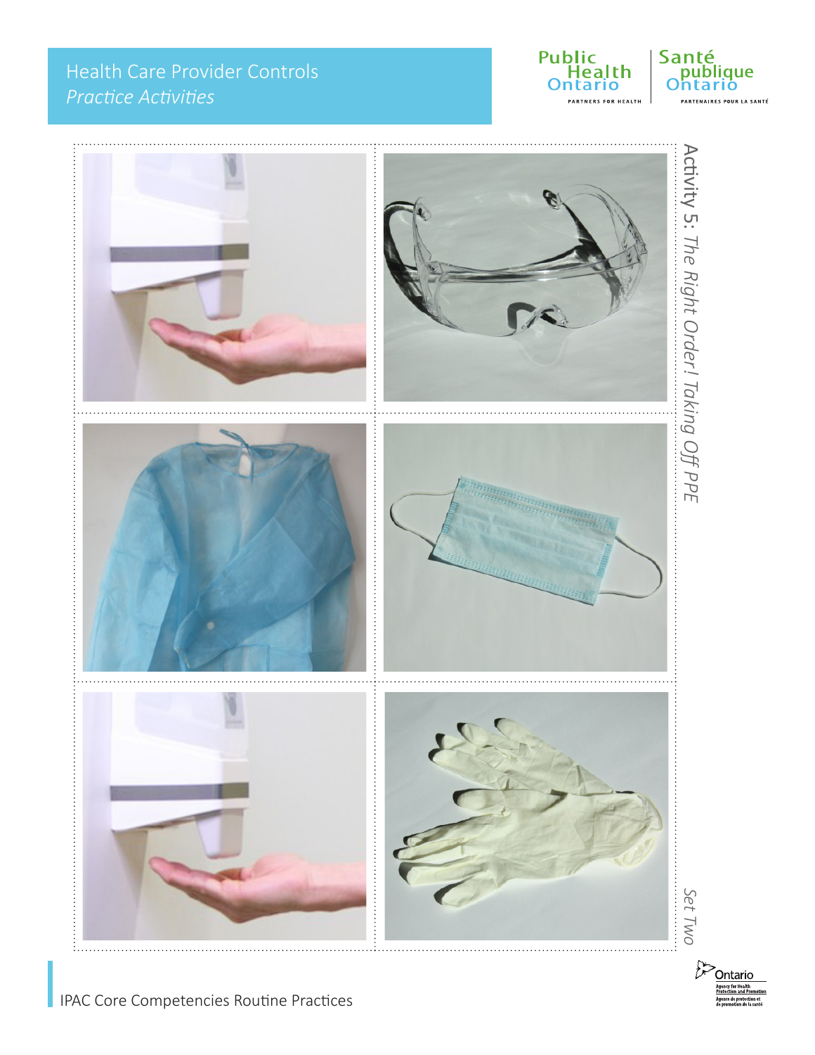# Activity 5: *The Right Order! Taking Off PPE*

*Set Two*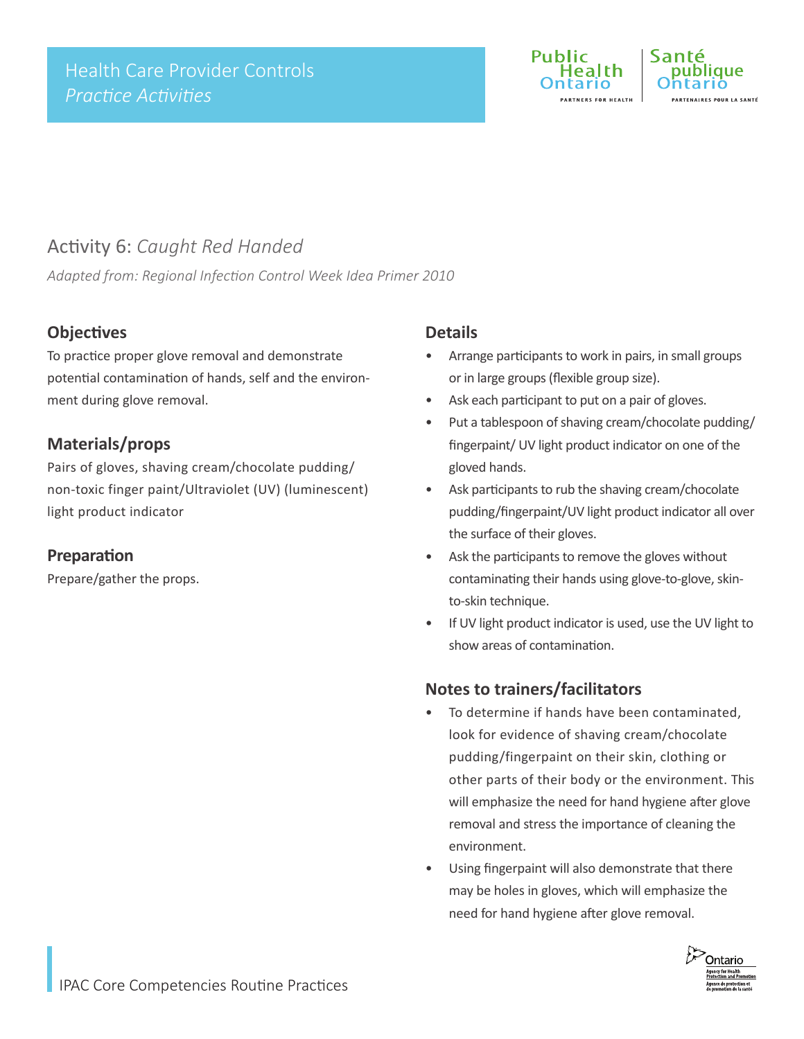# Activity 6: *Caught Red Handed*

*Adapted from: Regional Infection Control Week Idea Primer 2010*

## Objectives

To practice proper glove removal and demonstrate potential contamination of hands, self and the environment during glove removal.

## Materials/props

Pairs of gloves, shaving cream/chocolate pudding/non-toxic finger paint/Ultraviolet (UV) (luminescent) light product indicator

## Preparation

Prepare/gather the props.

## Details

- Arrange participants to work in pairs, in small groups or in large groups (flexible group size).
- Ask each participant to put on a pair of gloves.
- Put a tablespoon of shaving cream/chocolate pudding/fingerpaint/ UV light product indicator on one of the gloved hands.
- Ask participants to rub the shaving cream/chocolate pudding/fingerpaint/UV light product indicator all over the surface of their gloves.
- Ask the participants to remove the gloves without contaminating their hands using glove-to-glove, skin-to-skin technique.
- If UV light product indicator is used, use the UV light to show areas of contamination.

## Notes to trainers/facilitators

- To determine if hands have been contaminated, look for evidence of shaving cream/chocolate pudding/fingerpaint on their skin, clothing or other parts of their body or the environment. This will emphasize the need for hand hygiene after glove removal and stress the importance of cleaning the environment.
- Using fingerpaint will also demonstrate that there may be holes in gloves, which will emphasize the need for hand hygiene after glove removal.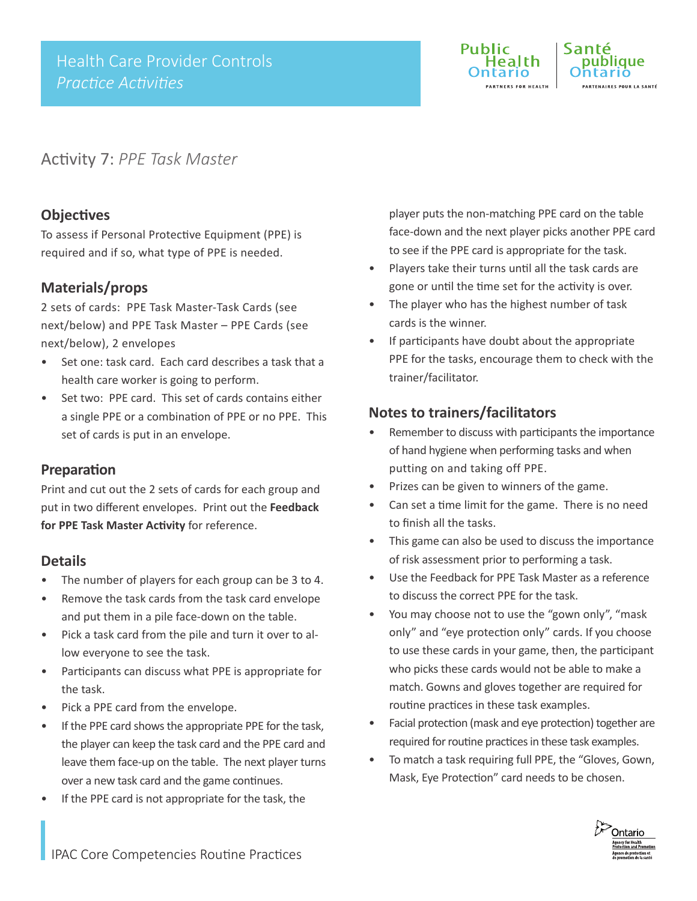# Activity 7: *PPE Task Master*

## Objectives

To assess if Personal Protective Equipment (PPE) is required and if so, what type of PPE is needed.

## Materials/props

2 sets of cards: PPE Task Master-Task Cards (see next/below) and PPE Task Master – PPE Cards (see next/below), 2 envelopes

- Set one: task card. Each card describes a task that a health care worker is going to perform.
- Set two: PPE card. This set of cards contains either a single PPE or a combination of PPE or no PPE. This set of cards is put in an envelope.

## Preparation

Print and cut out the 2 sets of cards for each group and put in two different envelopes. Print out the **Feedback for PPE Task Master Activity** for reference.

## Details

- The number of players for each group can be 3 to 4.
- Remove the task cards from the task card envelope and put them in a pile face-down on the table.
- Pick a task card from the pile and turn it over to allow everyone to see the task.
- Participants can discuss what PPE is appropriate for the task.
- Pick a PPE card from the envelope.
- If the PPE card shows the appropriate PPE for the task, the player can keep the task card and the PPE card and leave them face-up on the table. The next player turns over a new task card and the game continues.
- If the PPE card is not appropriate for the task, the player puts the non-matching PPE card on the table face-down and the next player picks another PPE card to see if the PPE card is appropriate for the task.
- Players take their turns until all the task cards are gone or until the time set for the activity is over.
- The player who has the highest number of task cards is the winner.
- If participants have doubt about the appropriate PPE for the tasks, encourage them to check with the trainer/facilitator.

## Notes to trainers/facilitators

- Remember to discuss with participants the importance of hand hygiene when performing tasks and when putting on and taking off PPE.
- Prizes can be given to winners of the game.
- Can set a time limit for the game. There is no need to finish all the tasks.
- This game can also be used to discuss the importance of risk assessment prior to performing a task.
- Use the Feedback for PPE Task Master as a reference to discuss the correct PPE for the task.
- You may choose not to use the "gown only", "mask only" and "eye protection only" cards. If you choose to use these cards in your game, then, the participant who picks these cards would not be able to make a match. Gowns and gloves together are required for routine practices in these task examples.
- Facial protection (mask and eye protection) together are required for routine practices in these task examples.
- To match a task requiring full PPE, the "Gloves, Gown, Mask, Eye Protection" card needs to be chosen.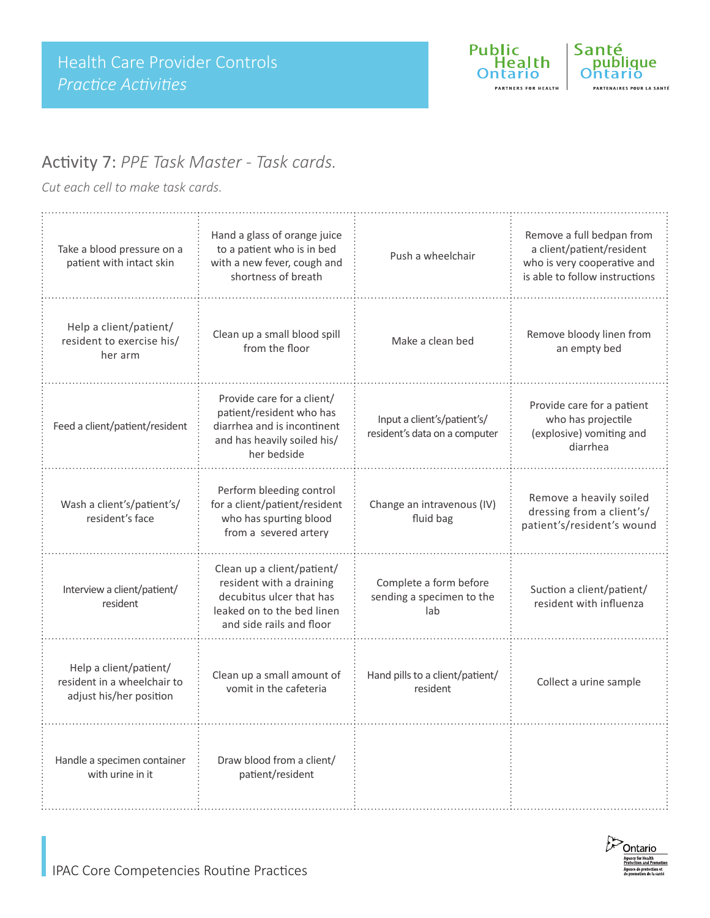## Activity 7: *PPE Task Master - Task cards.*

*Cut each cell to make task cards.*

| | | | |
|---|---|---|---|
| Take a blood pressure on a patient with intact skin | Hand a glass of orange juice to a patient who is in bed with a new fever, cough and shortness of breath | Push a wheelchair | Remove a full bedpan from a client/patient/resident who is very cooperative and is able to follow instructions |
| Help a client/patient/resident to exercise his/her arm | Clean up a small blood spill from the floor | Make a clean bed | Remove bloody linen from an empty bed |
| Feed a client/patient/resident | Provide care for a client/patient/resident who has diarrhea and is incontinent and has heavily soiled his/her bedside | Input a client's/patient's/resident's data on a computer | Provide care for a patient who has projectile (explosive) vomiting and diarrhea |
| Wash a client's/patient's/resident's face | Perform bleeding control for a client/patient/resident who has spurting blood from a severed artery | Change an intravenous (IV) fluid bag | Remove a heavily soiled dressing from a client's/patient's/resident's wound |
| Interview a client/patient/resident | Clean up a client/patient/resident with a draining decubitus ulcer that has leaked on to the bed linen and side rails and floor | Complete a form before sending a specimen to the lab | Suction a client/patient/resident with influenza |
| Help a client/patient/resident in a wheelchair to adjust his/her position | Clean up a small amount of vomit in the cafeteria | Hand pills to a client/patient/resident | Collect a urine sample |
| Handle a specimen container with urine in it | Draw blood from a client/patient/resident | | |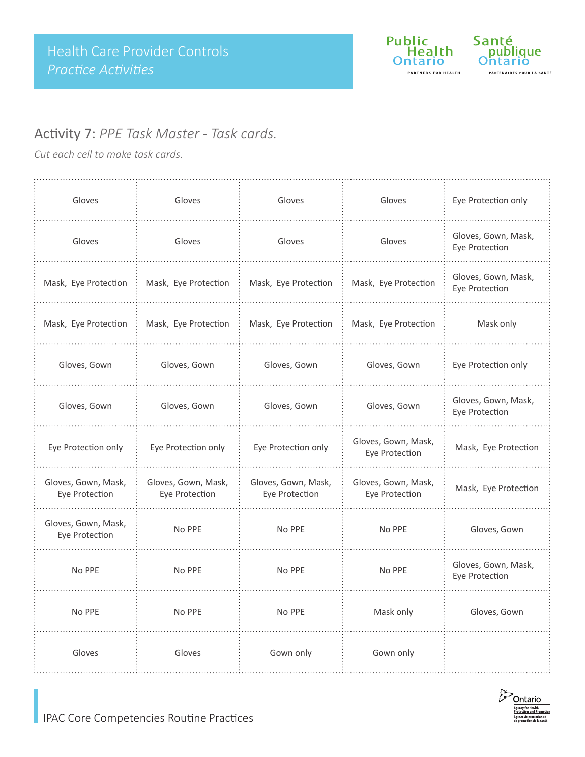Health Care Provider Controls
*Practice Activities*

## Activity 7: *PPE Task Master - Task cards.*

*Cut each cell to make task cards.*

| | | | | |
|---|---|---|---|---|
| Gloves | Gloves | Gloves | Gloves | Eye Protection only |
| Gloves | Gloves | Gloves | Gloves | Gloves, Gown, Mask, Eye Protection |
| Mask, Eye Protection | Mask, Eye Protection | Mask, Eye Protection | Mask, Eye Protection | Gloves, Gown, Mask, Eye Protection |
| Mask, Eye Protection | Mask, Eye Protection | Mask, Eye Protection | Mask, Eye Protection | Mask only |
| Gloves, Gown | Gloves, Gown | Gloves, Gown | Gloves, Gown | Eye Protection only |
| Gloves, Gown | Gloves, Gown | Gloves, Gown | Gloves, Gown | Gloves, Gown, Mask, Eye Protection |
| Eye Protection only | Eye Protection only | Eye Protection only | Gloves, Gown, Mask, Eye Protection | Mask, Eye Protection |
| Gloves, Gown, Mask, Eye Protection | Gloves, Gown, Mask, Eye Protection | Gloves, Gown, Mask, Eye Protection | Gloves, Gown, Mask, Eye Protection | Mask, Eye Protection |
| Gloves, Gown, Mask, Eye Protection | No PPE | No PPE | No PPE | Gloves, Gown |
| No PPE | No PPE | No PPE | No PPE | Gloves, Gown, Mask, Eye Protection |
| No PPE | No PPE | No PPE | Mask only | Gloves, Gown |
| Gloves | Gloves | Gown only | Gown only | |

IPAC Core Competencies Routine Practices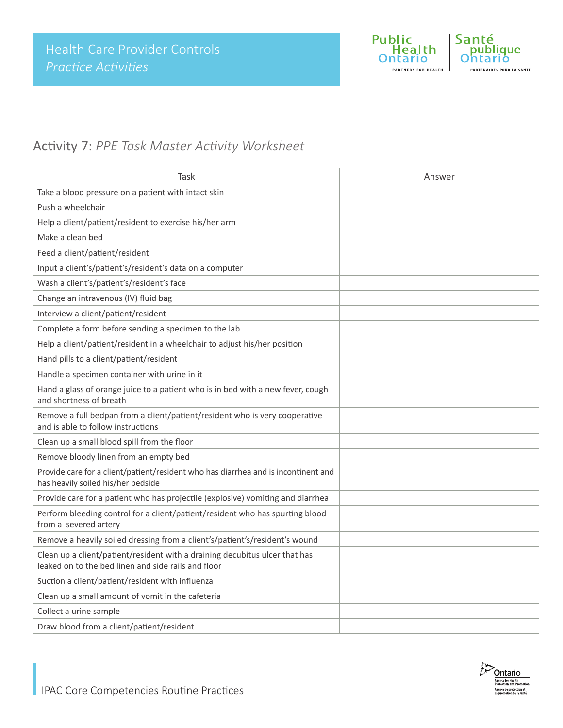# Health Care Provider Controls
*Practice Activities*

## Activity 7: *PPE Task Master Activity Worksheet*

| Task | Answer |
|---|---|
| Take a blood pressure on a patient with intact skin | |
| Push a wheelchair | |
| Help a client/patient/resident to exercise his/her arm | |
| Make a clean bed | |
| Feed a client/patient/resident | |
| Input a client's/patient's/resident's data on a computer | |
| Wash a client's/patient's/resident's face | |
| Change an intravenous (IV) fluid bag | |
| Interview a client/patient/resident | |
| Complete a form before sending a specimen to the lab | |
| Help a client/patient/resident in a wheelchair to adjust his/her position | |
| Hand pills to a client/patient/resident | |
| Handle a specimen container with urine in it | |
| Hand a glass of orange juice to a patient who is in bed with a new fever, cough and shortness of breath | |
| Remove a full bedpan from a client/patient/resident who is very cooperative and is able to follow instructions | |
| Clean up a small blood spill from the floor | |
| Remove bloody linen from an empty bed | |
| Provide care for a client/patient/resident who has diarrhea and is incontinent and has heavily soiled his/her bedside | |
| Provide care for a patient who has projectile (explosive) vomiting and diarrhea | |
| Perform bleeding control for a client/patient/resident who has spurting blood from a severed artery | |
| Remove a heavily soiled dressing from a client's/patient's/resident's wound | |
| Clean up a client/patient/resident with a draining decubitus ulcer that has leaked on to the bed linen and side rails and floor | |
| Suction a client/patient/resident with influenza | |
| Clean up a small amount of vomit in the cafeteria | |
| Collect a urine sample | |
| Draw blood from a client/patient/resident | |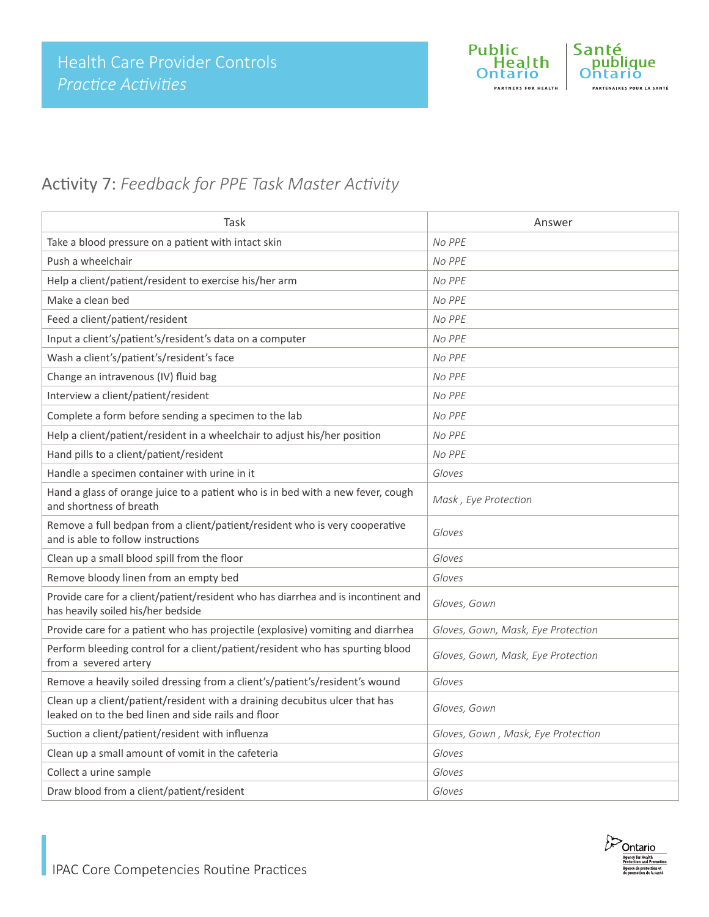Health Care Provider Controls
*Practice Activities*

## Activity 7: *Feedback for PPE Task Master Activity*

| Task | Answer |
|---|---|
| Take a blood pressure on a patient with intact skin | *No PPE* |
| Push a wheelchair | *No PPE* |
| Help a client/patient/resident to exercise his/her arm | *No PPE* |
| Make a clean bed | *No PPE* |
| Feed a client/patient/resident | *No PPE* |
| Input a client's/patient's/resident's data on a computer | *No PPE* |
| Wash a client's/patient's/resident's face | *No PPE* |
| Change an intravenous (IV) fluid bag | *No PPE* |
| Interview a client/patient/resident | *No PPE* |
| Complete a form before sending a specimen to the lab | *No PPE* |
| Help a client/patient/resident in a wheelchair to adjust his/her position | *No PPE* |
| Hand pills to a client/patient/resident | *No PPE* |
| Handle a specimen container with urine in it | *Gloves* |
| Hand a glass of orange juice to a patient who is in bed with a new fever, cough and shortness of breath | *Mask , Eye Protection* |
| Remove a full bedpan from a client/patient/resident who is very cooperative and is able to follow instructions | *Gloves* |
| Clean up a small blood spill from the floor | *Gloves* |
| Remove bloody linen from an empty bed | *Gloves* |
| Provide care for a client/patient/resident who has diarrhea and is incontinent and has heavily soiled his/her bedside | *Gloves, Gown* |
| Provide care for a patient who has projectile (explosive) vomiting and diarrhea | *Gloves, Gown, Mask, Eye Protection* |
| Perform bleeding control for a client/patient/resident who has spurting blood from a severed artery | *Gloves, Gown, Mask, Eye Protection* |
| Remove a heavily soiled dressing from a client's/patient's/resident's wound | *Gloves* |
| Clean up a client/patient/resident with a draining decubitus ulcer that has leaked on to the bed linen and side rails and floor | *Gloves, Gown* |
| Suction a client/patient/resident with influenza | *Gloves, Gown , Mask, Eye Protection* |
| Clean up a small amount of vomit in the cafeteria | *Gloves* |
| Collect a urine sample | *Gloves* |
| Draw blood from a client/patient/resident | *Gloves* |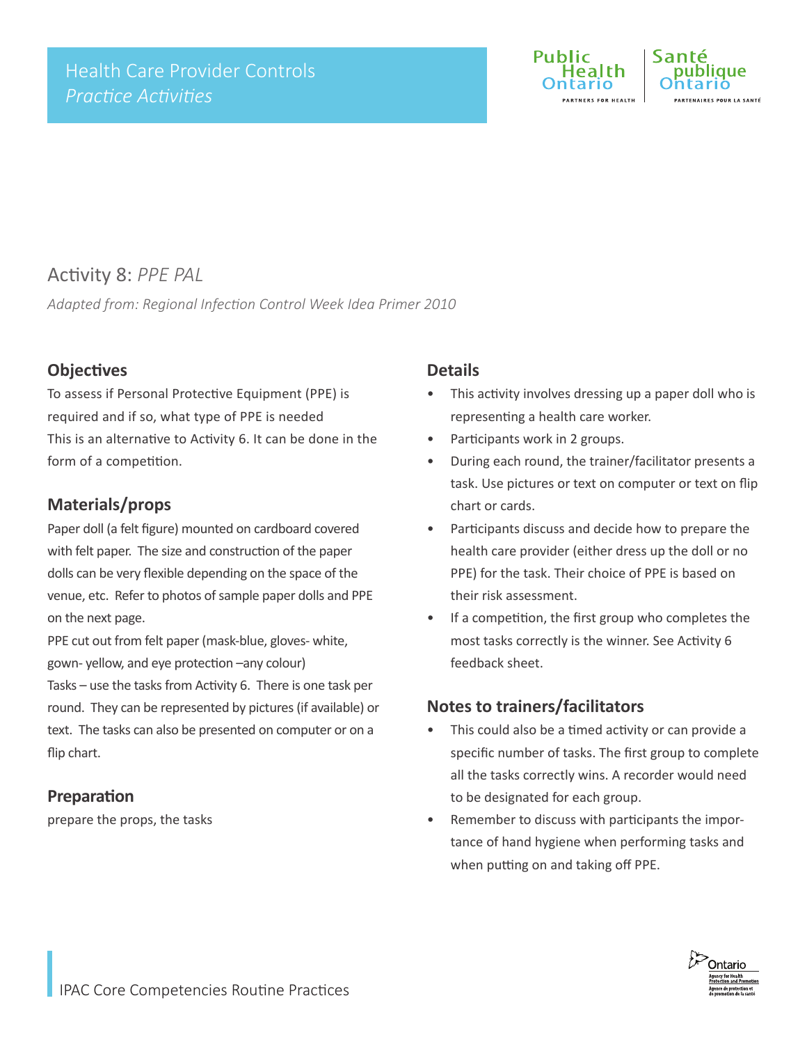# Activity 8: *PPE PAL*

*Adapted from: Regional Infection Control Week Idea Primer 2010*

## Objectives

To assess if Personal Protective Equipment (PPE) is required and if so, what type of PPE is needed

This is an alternative to Activity 6. It can be done in the form of a competition.

## Materials/props

Paper doll (a felt figure) mounted on cardboard covered with felt paper. The size and construction of the paper dolls can be very flexible depending on the space of the venue, etc. Refer to photos of sample paper dolls and PPE on the next page.

PPE cut out from felt paper (mask-blue, gloves- white, gown- yellow, and eye protection –any colour)

Tasks – use the tasks from Activity 6. There is one task per round. They can be represented by pictures (if available) or text. The tasks can also be presented on computer or on a flip chart.

## Preparation

prepare the props, the tasks

## Details

- This activity involves dressing up a paper doll who is representing a health care worker.
- Participants work in 2 groups.
- During each round, the trainer/facilitator presents a task. Use pictures or text on computer or text on flip chart or cards.
- Participants discuss and decide how to prepare the health care provider (either dress up the doll or no PPE) for the task. Their choice of PPE is based on their risk assessment.
- If a competition, the first group who completes the most tasks correctly is the winner. See Activity 6 feedback sheet.

## Notes to trainers/facilitators

- This could also be a timed activity or can provide a specific number of tasks. The first group to complete all the tasks correctly wins. A recorder would need to be designated for each group.
- Remember to discuss with participants the importance of hand hygiene when performing tasks and when putting on and taking off PPE.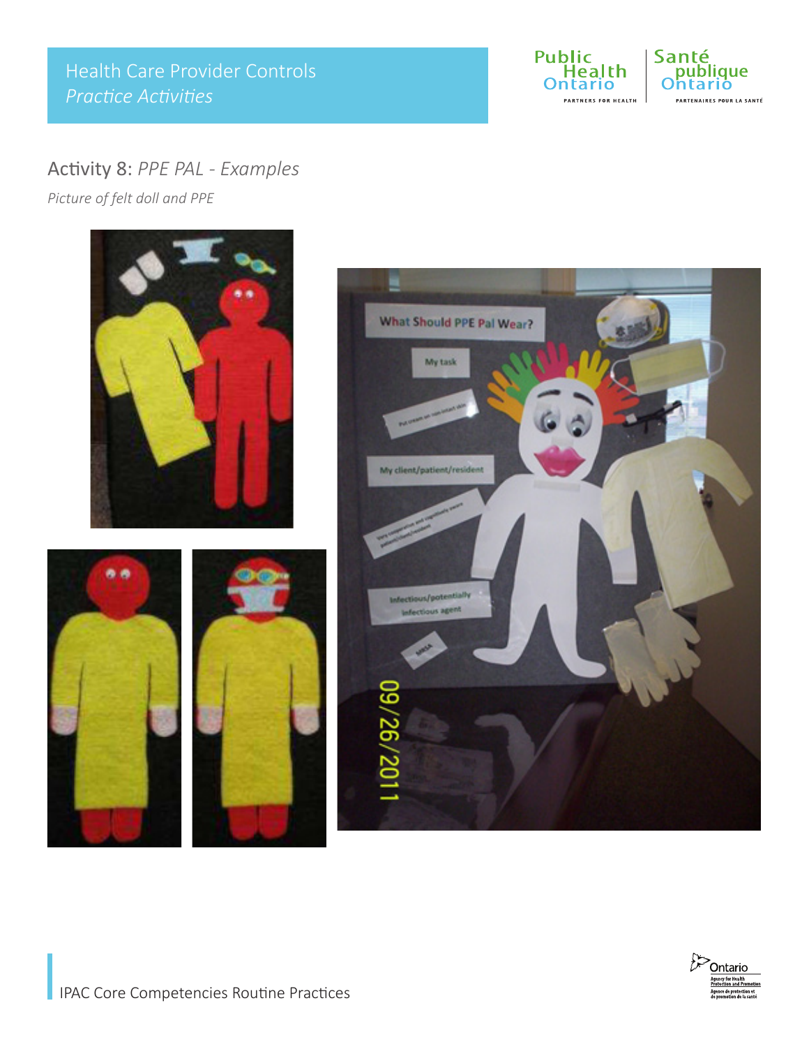## Activity 8: *PPE PAL - Examples*

*Picture of felt doll and PPE*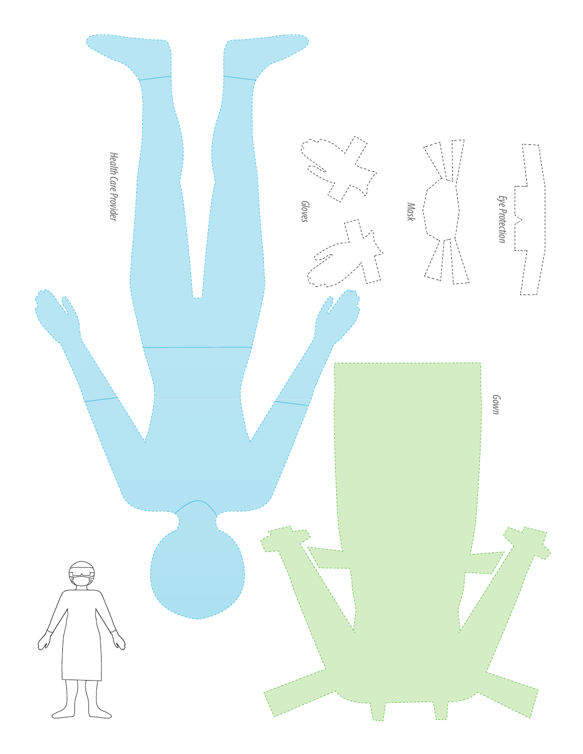Health Care Provider

Gloves

Mask

Eye Protection

Gown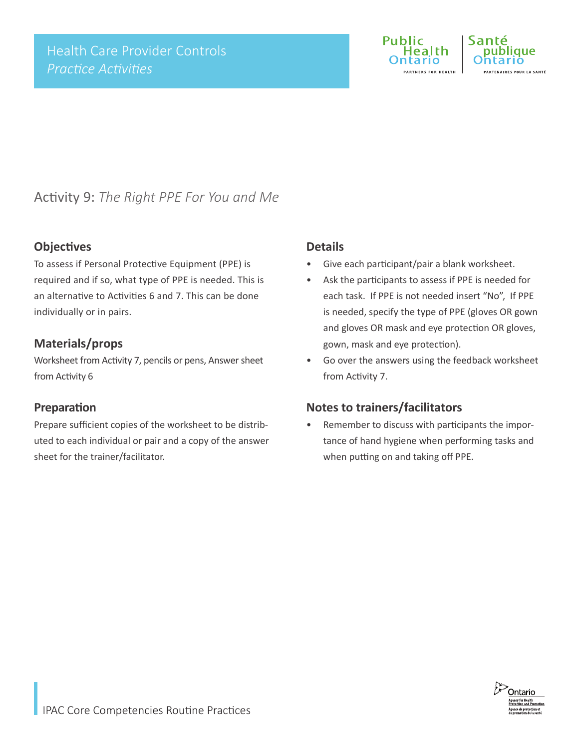# Health Care Provider Controls
*Practice Activities*

## Activity 9: *The Right PPE For You and Me*

### Objectives

To assess if Personal Protective Equipment (PPE) is required and if so, what type of PPE is needed. This is an alternative to Activities 6 and 7. This can be done individually or in pairs.

### Materials/props

Worksheet from Activity 7, pencils or pens, Answer sheet from Activity 6

### Preparation

Prepare sufficient copies of the worksheet to be distributed to each individual or pair and a copy of the answer sheet for the trainer/facilitator.

### Details

- Give each participant/pair a blank worksheet.
- Ask the participants to assess if PPE is needed for each task. If PPE is not needed insert "No", If PPE is needed, specify the type of PPE (gloves OR gown and gloves OR mask and eye protection OR gloves, gown, mask and eye protection).
- Go over the answers using the feedback worksheet from Activity 7.

### Notes to trainers/facilitators

- Remember to discuss with participants the importance of hand hygiene when performing tasks and when putting on and taking off PPE.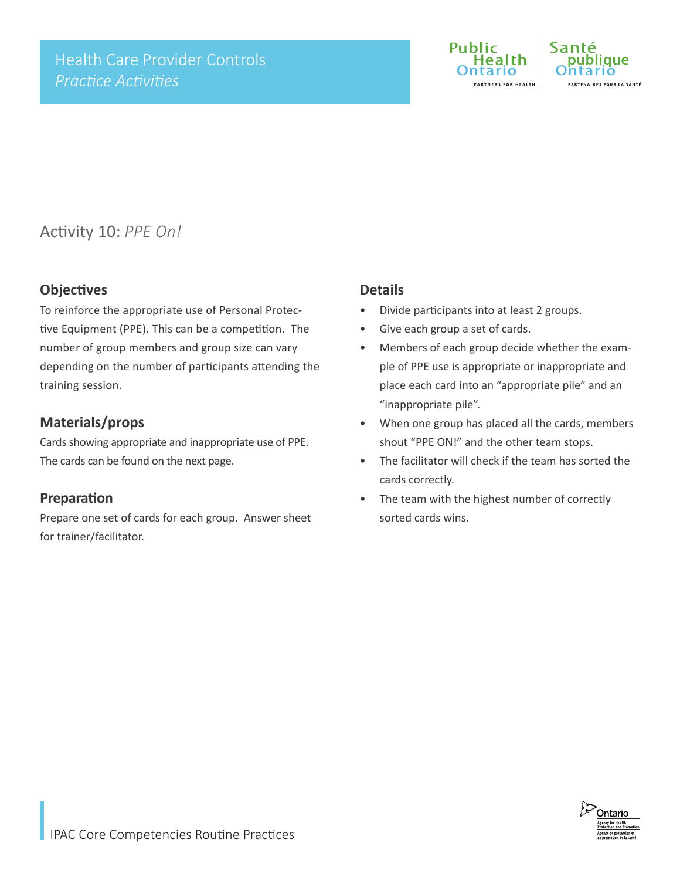# Activity 10: *PPE On!*

## Objectives

To reinforce the appropriate use of Personal Protective Equipment (PPE). This can be a competition. The number of group members and group size can vary depending on the number of participants attending the training session.

## Materials/props

Cards showing appropriate and inappropriate use of PPE. The cards can be found on the next page.

## Preparation

Prepare one set of cards for each group. Answer sheet for trainer/facilitator.

## Details

- Divide participants into at least 2 groups.
- Give each group a set of cards.
- Members of each group decide whether the example of PPE use is appropriate or inappropriate and place each card into an "appropriate pile" and an "inappropriate pile".
- When one group has placed all the cards, members shout "PPE ON!" and the other team stops.
- The facilitator will check if the team has sorted the cards correctly.
- The team with the highest number of correctly sorted cards wins.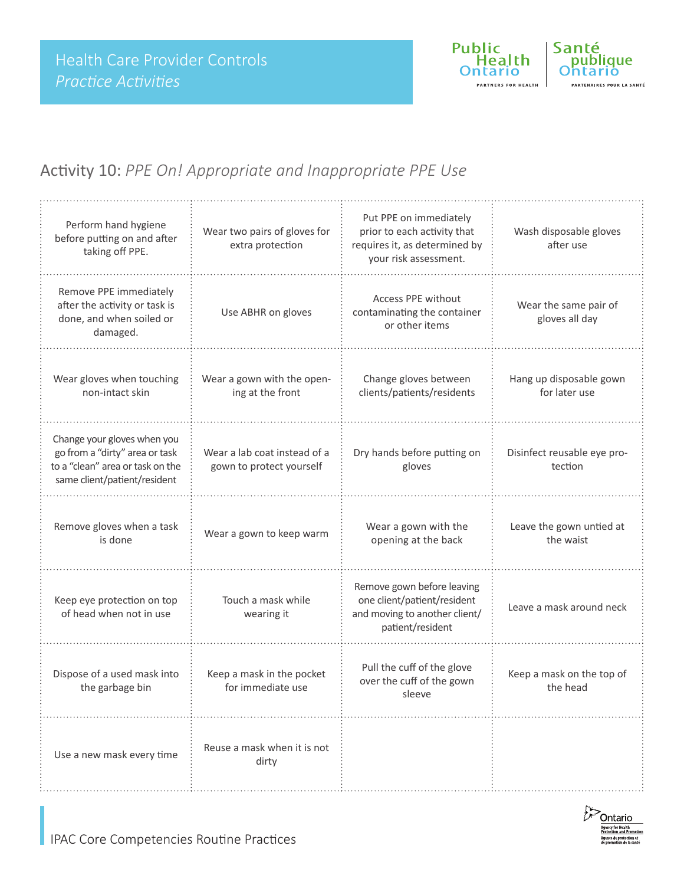# Health Care Provider Controls

*Practice Activities*

## Activity 10: *PPE On! Appropriate and Inappropriate PPE Use*

| | | | |
|---|---|---|---|
| Perform hand hygiene before putting on and after taking off PPE. | Wear two pairs of gloves for extra protection | Put PPE on immediately prior to each activity that requires it, as determined by your risk assessment. | Wash disposable gloves after use |
| Remove PPE immediately after the activity or task is done, and when soiled or damaged. | Use ABHR on gloves | Access PPE without contaminating the container or other items | Wear the same pair of gloves all day |
| Wear gloves when touching non-intact skin | Wear a gown with the opening at the front | Change gloves between clients/patients/residents | Hang up disposable gown for later use |
| Change your gloves when you go from a "dirty" area or task to a "clean" area or task on the same client/patient/resident | Wear a lab coat instead of a gown to protect yourself | Dry hands before putting on gloves | Disinfect reusable eye protection |
| Remove gloves when a task is done | Wear a gown to keep warm | Wear a gown with the opening at the back | Leave the gown untied at the waist |
| Keep eye protection on top of head when not in use | Touch a mask while wearing it | Remove gown before leaving one client/patient/resident and moving to another client/patient/resident | Leave a mask around neck |
| Dispose of a used mask into the garbage bin | Keep a mask in the pocket for immediate use | Pull the cuff of the glove over the cuff of the gown sleeve | Keep a mask on the top of the head |
| Use a new mask every time | Reuse a mask when it is not dirty | | |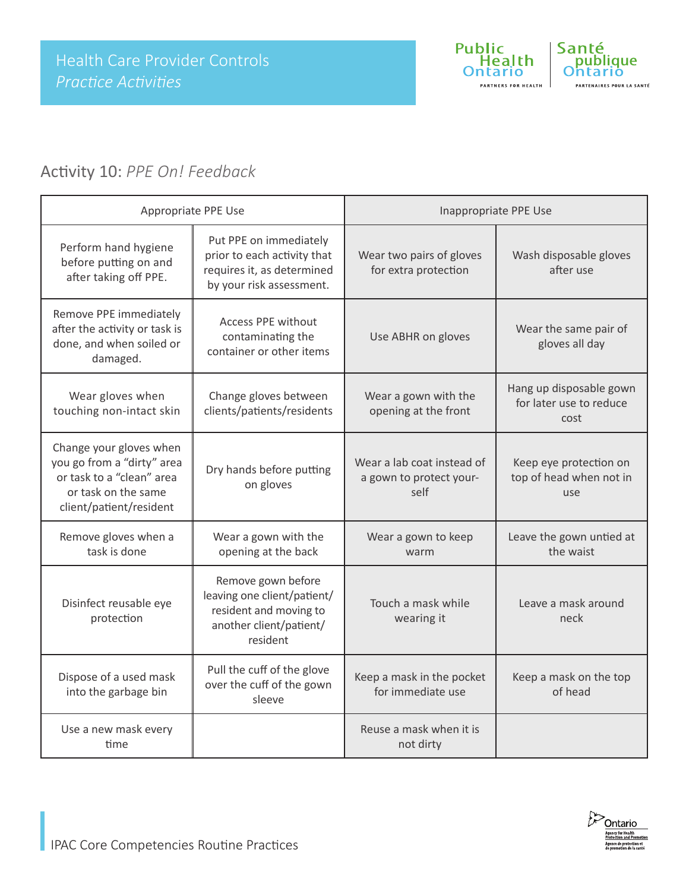## Activity 10: *PPE On! Feedback*

| Appropriate PPE Use | | Inappropriate PPE Use | |
|---|---|---|---|
| Perform hand hygiene before putting on and after taking off PPE. | Put PPE on immediately prior to each activity that requires it, as determined by your risk assessment. | Wear two pairs of gloves for extra protection | Wash disposable gloves after use |
| Remove PPE immediately after the activity or task is done, and when soiled or damaged. | Access PPE without contaminating the container or other items | Use ABHR on gloves | Wear the same pair of gloves all day |
| Wear gloves when touching non-intact skin | Change gloves between clients/patients/residents | Wear a gown with the opening at the front | Hang up disposable gown for later use to reduce cost |
| Change your gloves when you go from a “dirty” area or task to a “clean” area or task on the same client/patient/resident | Dry hands before putting on gloves | Wear a lab coat instead of a gown to protect yourself | Keep eye protection on top of head when not in use |
| Remove gloves when a task is done | Wear a gown with the opening at the back | Wear a gown to keep warm | Leave the gown untied at the waist |
| Disinfect reusable eye protection | Remove gown before leaving one client/patient/resident and moving to another client/patient/resident | Touch a mask while wearing it | Leave a mask around neck |
| Dispose of a used mask into the garbage bin | Pull the cuff of the glove over the cuff of the gown sleeve | Keep a mask in the pocket for immediate use | Keep a mask on the top of head |
| Use a new mask every time | | Reuse a mask when it is not dirty | |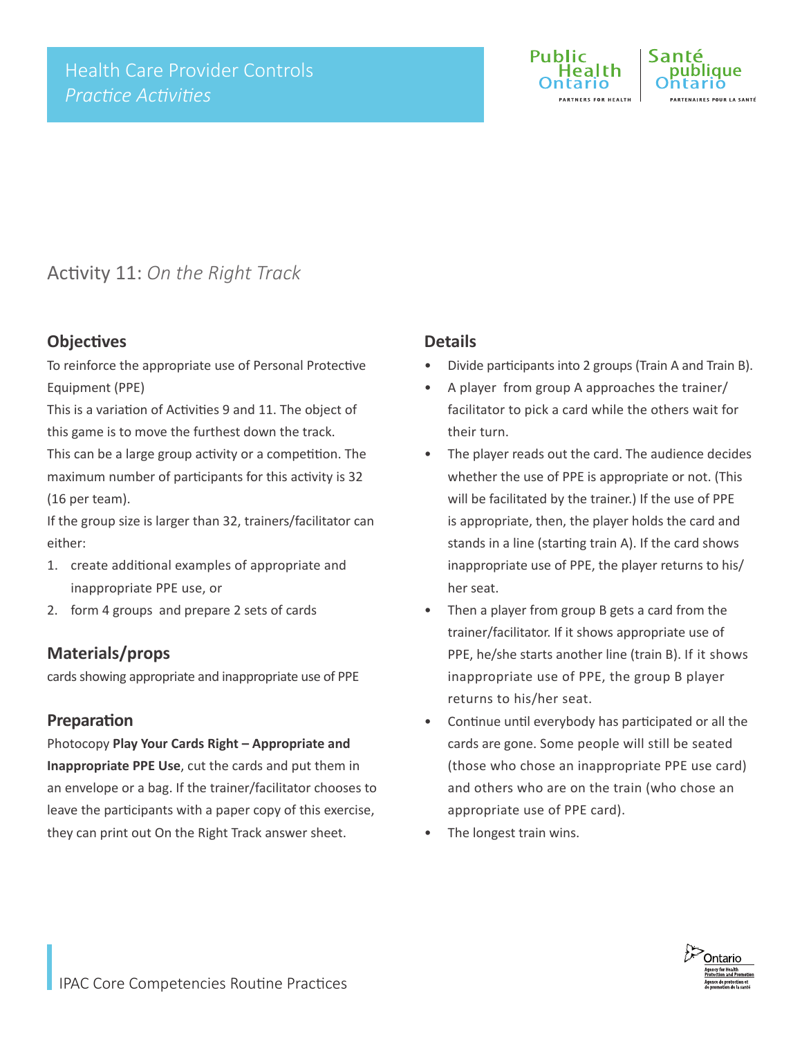# Activity 11: *On the Right Track*

## Objectives

To reinforce the appropriate use of Personal Protective Equipment (PPE)

This is a variation of Activities 9 and 11. The object of this game is to move the furthest down the track.

This can be a large group activity or a competition. The maximum number of participants for this activity is 32 (16 per team).

If the group size is larger than 32, trainers/facilitator can either:

1. create additional examples of appropriate and inappropriate PPE use, or
2. form 4 groups and prepare 2 sets of cards

## Materials/props

cards showing appropriate and inappropriate use of PPE

## Preparation

Photocopy **Play Your Cards Right – Appropriate and Inappropriate PPE Use**, cut the cards and put them in an envelope or a bag. If the trainer/facilitator chooses to leave the participants with a paper copy of this exercise, they can print out On the Right Track answer sheet.

## Details

- Divide participants into 2 groups (Train A and Train B).
- A player from group A approaches the trainer/ facilitator to pick a card while the others wait for their turn.
- The player reads out the card. The audience decides whether the use of PPE is appropriate or not. (This will be facilitated by the trainer.) If the use of PPE is appropriate, then, the player holds the card and stands in a line (starting train A). If the card shows inappropriate use of PPE, the player returns to his/ her seat.
- Then a player from group B gets a card from the trainer/facilitator. If it shows appropriate use of PPE, he/she starts another line (train B). If it shows inappropriate use of PPE, the group B player returns to his/her seat.
- Continue until everybody has participated or all the cards are gone. Some people will still be seated (those who chose an inappropriate PPE use card) and others who are on the train (who chose an appropriate use of PPE card).
- The longest train wins.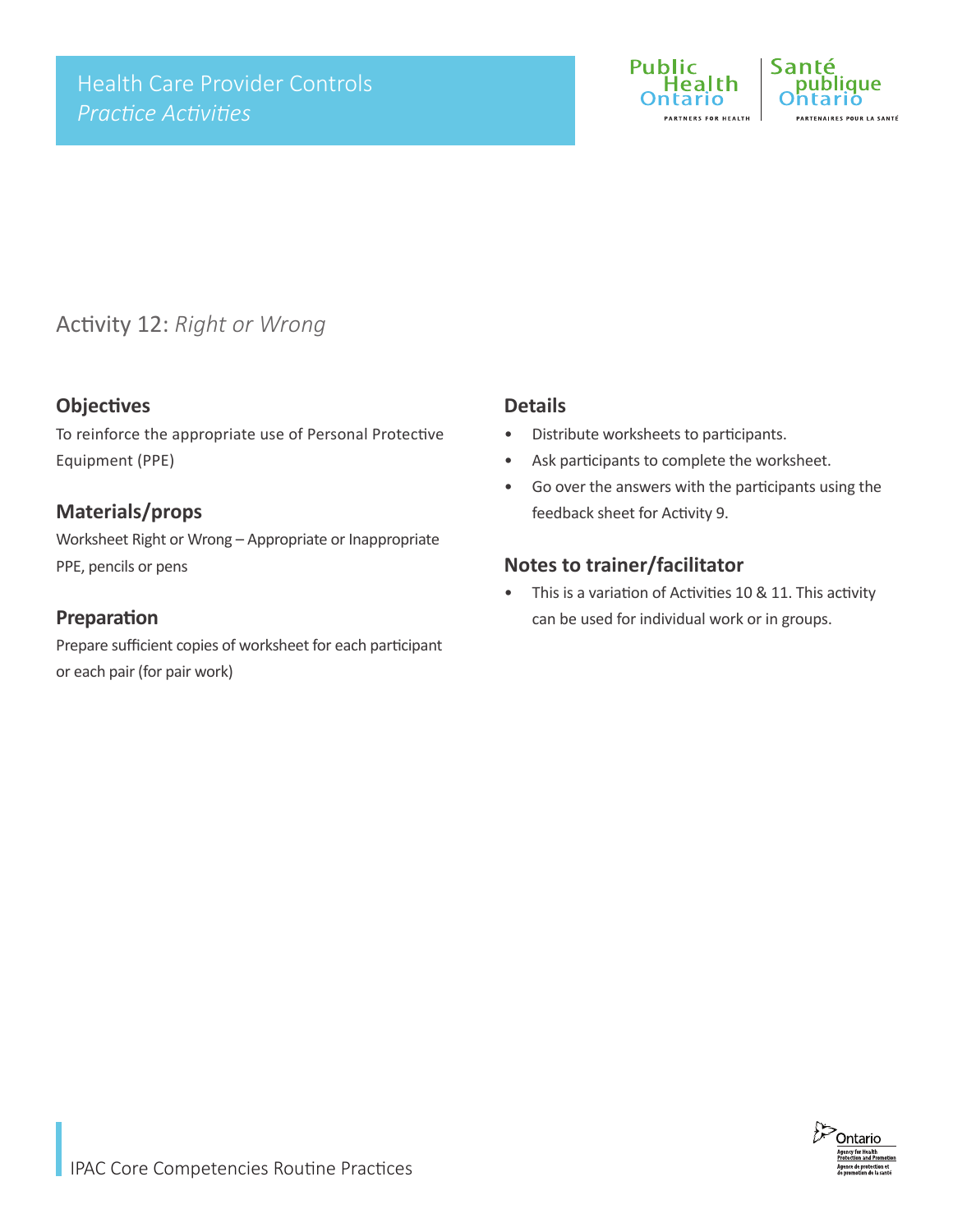# Activity 12: *Right or Wrong*

## Objectives

To reinforce the appropriate use of Personal Protective Equipment (PPE)

## Materials/props

Worksheet Right or Wrong – Appropriate or Inappropriate PPE, pencils or pens

## Preparation

Prepare sufficient copies of worksheet for each participant or each pair (for pair work)

## Details

- Distribute worksheets to participants.
- Ask participants to complete the worksheet.
- Go over the answers with the participants using the feedback sheet for Activity 9.

## Notes to trainer/facilitator

- This is a variation of Activities 10 & 11. This activity can be used for individual work or in groups.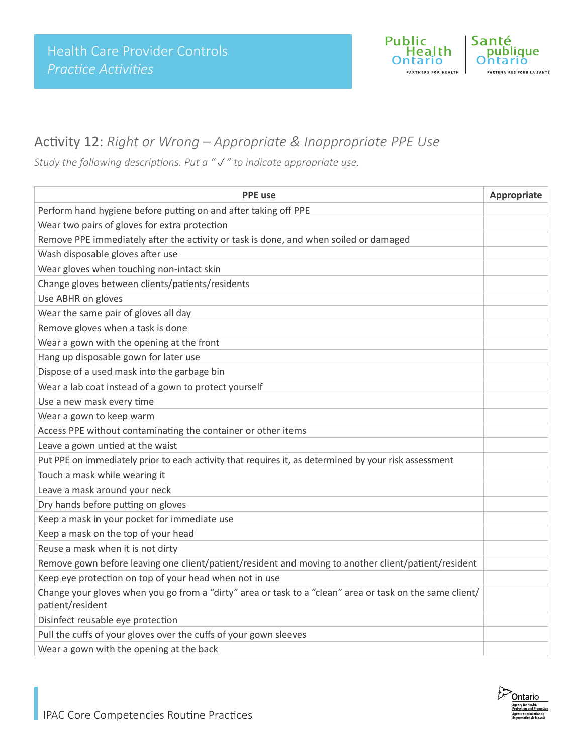# Health Care Provider Controls
*Practice Activities*

## Activity 12: *Right or Wrong – Appropriate & Inappropriate PPE Use*

*Study the following descriptions. Put a " ✓ " to indicate appropriate use.*

| PPE use | Appropriate |
|---|---|
| Perform hand hygiene before putting on and after taking off PPE | |
| Wear two pairs of gloves for extra protection | |
| Remove PPE immediately after the activity or task is done, and when soiled or damaged | |
| Wash disposable gloves after use | |
| Wear gloves when touching non-intact skin | |
| Change gloves between clients/patients/residents | |
| Use ABHR on gloves | |
| Wear the same pair of gloves all day | |
| Remove gloves when a task is done | |
| Wear a gown with the opening at the front | |
| Hang up disposable gown for later use | |
| Dispose of a used mask into the garbage bin | |
| Wear a lab coat instead of a gown to protect yourself | |
| Use a new mask every time | |
| Wear a gown to keep warm | |
| Access PPE without contaminating the container or other items | |
| Leave a gown untied at the waist | |
| Put PPE on immediately prior to each activity that requires it, as determined by your risk assessment | |
| Touch a mask while wearing it | |
| Leave a mask around your neck | |
| Dry hands before putting on gloves | |
| Keep a mask in your pocket for immediate use | |
| Keep a mask on the top of your head | |
| Reuse a mask when it is not dirty | |
| Remove gown before leaving one client/patient/resident and moving to another client/patient/resident | |
| Keep eye protection on top of your head when not in use | |
| Change your gloves when you go from a "dirty" area or task to a "clean" area or task on the same client/patient/resident | |
| Disinfect reusable eye protection | |
| Pull the cuffs of your gloves over the cuffs of your gown sleeves | |
| Wear a gown with the opening at the back | |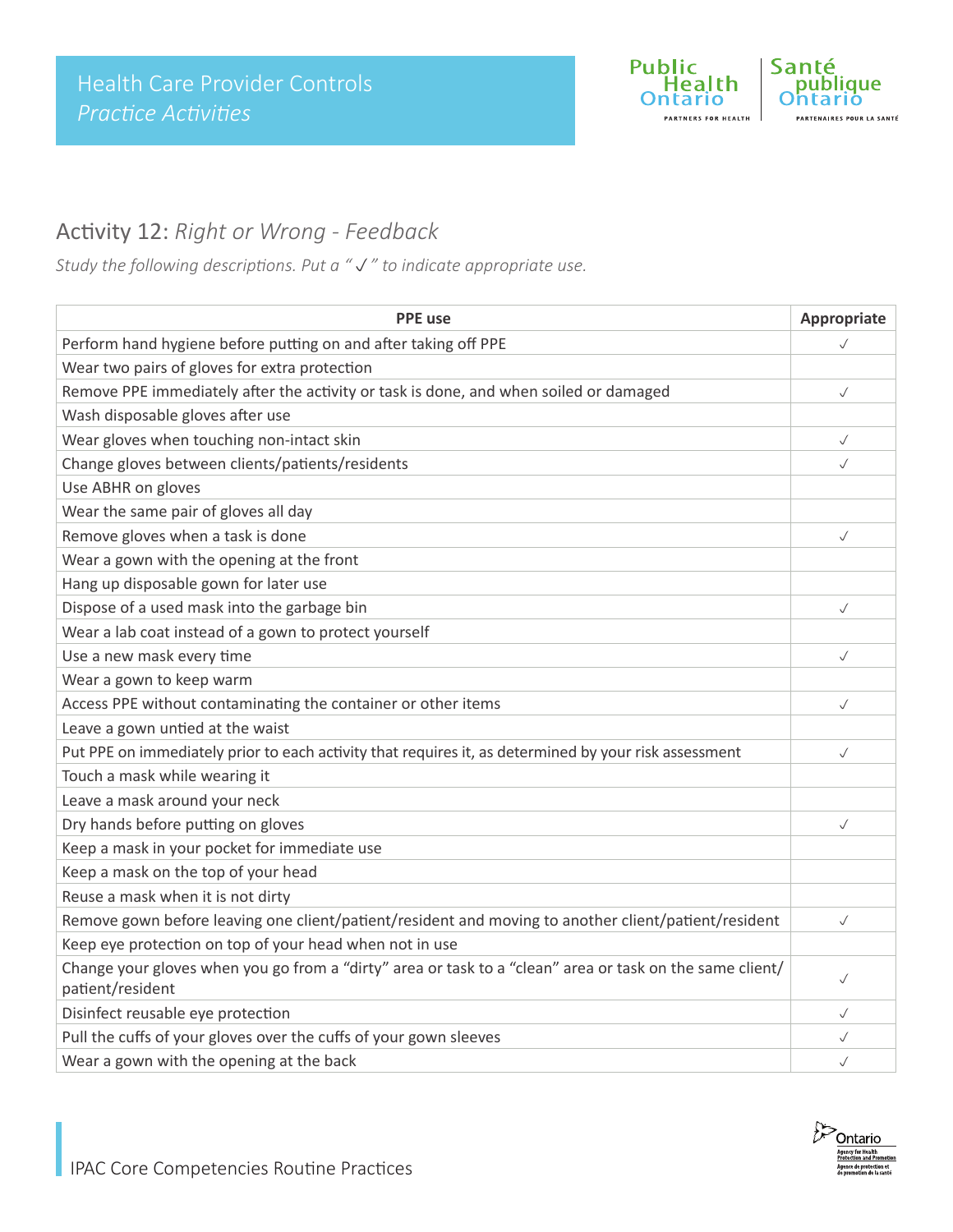Health Care Provider Controls
*Practice Activities*

## Activity 12: *Right or Wrong - Feedback*

*Study the following descriptions. Put a "✓" to indicate appropriate use.*

| PPE use | Appropriate |
|---|---|
| Perform hand hygiene before putting on and after taking off PPE | ✓ |
| Wear two pairs of gloves for extra protection | |
| Remove PPE immediately after the activity or task is done, and when soiled or damaged | ✓ |
| Wash disposable gloves after use | |
| Wear gloves when touching non-intact skin | ✓ |
| Change gloves between clients/patients/residents | ✓ |
| Use ABHR on gloves | |
| Wear the same pair of gloves all day | |
| Remove gloves when a task is done | ✓ |
| Wear a gown with the opening at the front | |
| Hang up disposable gown for later use | |
| Dispose of a used mask into the garbage bin | ✓ |
| Wear a lab coat instead of a gown to protect yourself | |
| Use a new mask every time | ✓ |
| Wear a gown to keep warm | |
| Access PPE without contaminating the container or other items | ✓ |
| Leave a gown untied at the waist | |
| Put PPE on immediately prior to each activity that requires it, as determined by your risk assessment | ✓ |
| Touch a mask while wearing it | |
| Leave a mask around your neck | |
| Dry hands before putting on gloves | ✓ |
| Keep a mask in your pocket for immediate use | |
| Keep a mask on the top of your head | |
| Reuse a mask when it is not dirty | |
| Remove gown before leaving one client/patient/resident and moving to another client/patient/resident | ✓ |
| Keep eye protection on top of your head when not in use | |
| Change your gloves when you go from a "dirty" area or task to a "clean" area or task on the same client/patient/resident | ✓ |
| Disinfect reusable eye protection | ✓ |
| Pull the cuffs of your gloves over the cuffs of your gown sleeves | ✓ |
| Wear a gown with the opening at the back | ✓ |

IPAC Core Competencies Routine Practices